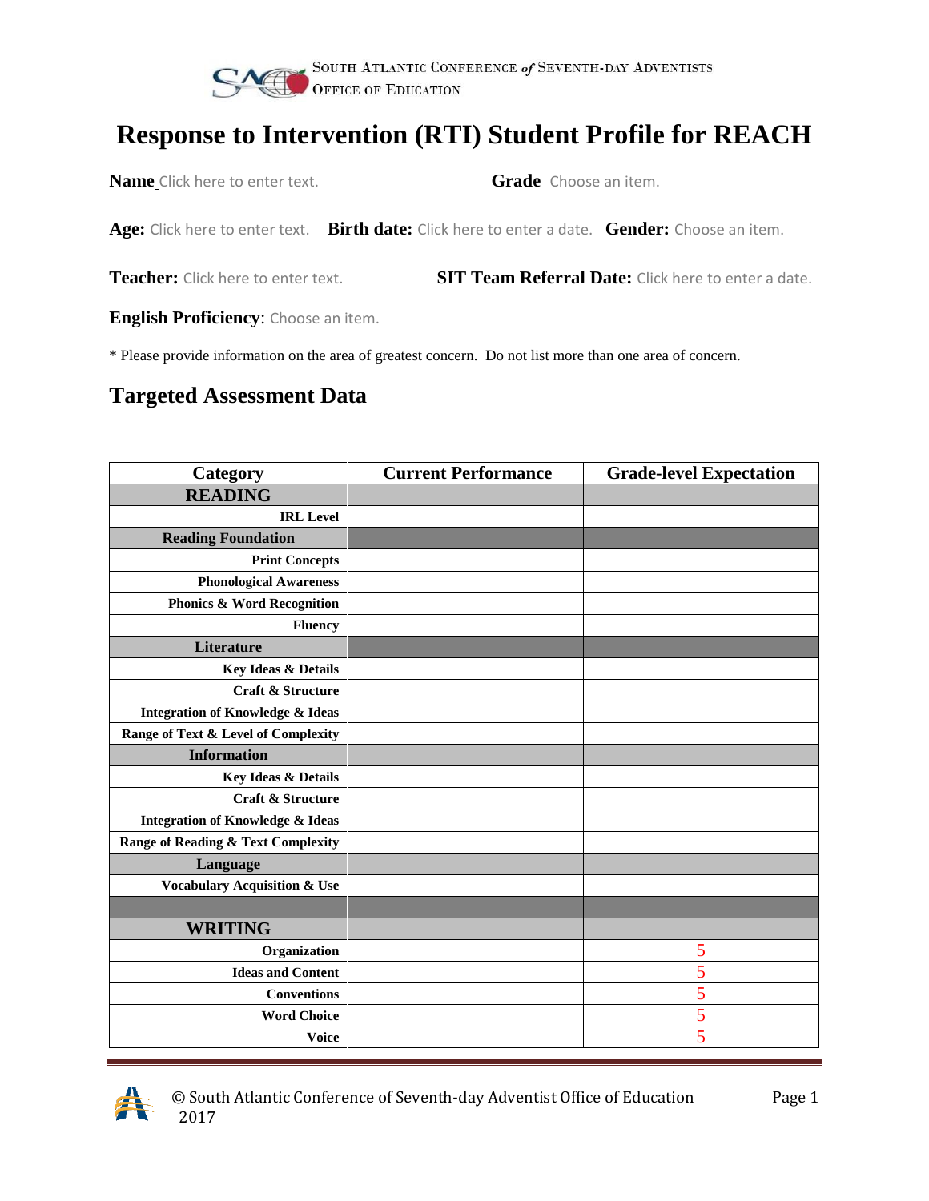South Atlantic Conference of Seventh-day Adventists
Office of Education

# Response to Intervention (RTI) Student Profile for REACH

**Name** Click here to enter text. **Grade** Choose an item.

**Age:** Click here to enter text. **Birth date:** Click here to enter a date. **Gender:** Choose an item.

**Teacher:** Click here to enter text. **SIT Team Referral Date:** Click here to enter a date.

**English Proficiency**: Choose an item.

* Please provide information on the area of greatest concern. Do not list more than one area of concern.

## Targeted Assessment Data

| Category | Current Performance | Grade-level Expectation |
|---|---|---|
| **READING** | | |
| **IRL Level** | | |
| **Reading Foundation** | | |
| **Print Concepts** | | |
| **Phonological Awareness** | | |
| **Phonics & Word Recognition** | | |
| **Fluency** | | |
| **Literature** | | |
| **Key Ideas & Details** | | |
| **Craft & Structure** | | |
| **Integration of Knowledge & Ideas** | | |
| **Range of Text & Level of Complexity** | | |
| **Information** | | |
| **Key Ideas & Details** | | |
| **Craft & Structure** | | |
| **Integration of Knowledge & Ideas** | | |
| **Range of Reading & Text Complexity** | | |
| **Language** | | |
| **Vocabulary Acquisition & Use** | | |
| | | |
| **WRITING** | | |
| **Organization** | | 5 |
| **Ideas and Content** | | 5 |
| **Conventions** | | 5 |
| **Word Choice** | | 5 |
| **Voice** | | 5 |

© South Atlantic Conference of Seventh-day Adventist Office of Education 2017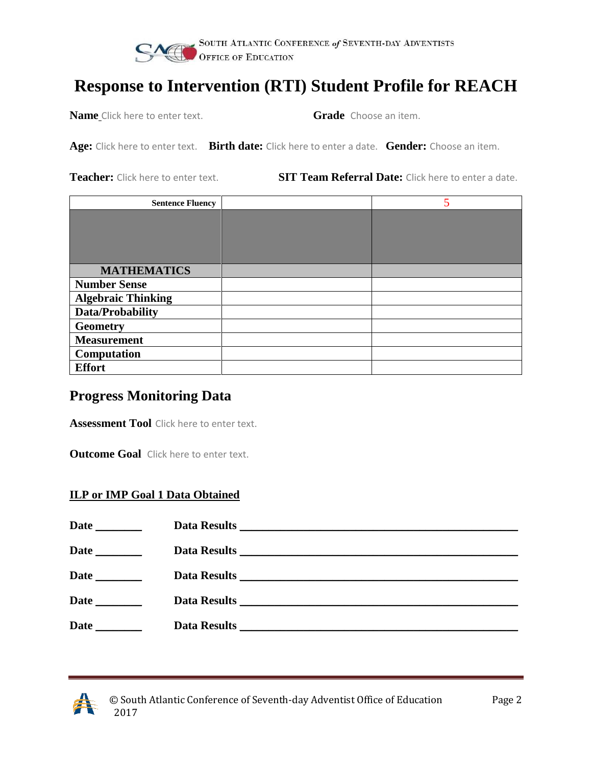South Atlantic Conference of Seventh-day Adventists
Office of Education

# Response to Intervention (RTI) Student Profile for REACH

**Name** Click here to enter text.  **Grade** Choose an item.

**Age:** Click here to enter text.  **Birth date:** Click here to enter a date.  **Gender:** Choose an item.

**Teacher:** Click here to enter text.  **SIT Team Referral Date:** Click here to enter a date.

| Sentence Fluency | | 5 |
|---|---|---|
| | | |
| **MATHEMATICS** | | |
| **Number Sense** | | |
| **Algebraic Thinking** | | |
| **Data/Probability** | | |
| **Geometry** | | |
| **Measurement** | | |
| **Computation** | | |
| **Effort** | | |

## Progress Monitoring Data

**Assessment Tool** Click here to enter text.

**Outcome Goal** Click here to enter text.

**ILP or IMP Goal 1 Data Obtained**

**Date** ________  **Data Results** ________________________________________________

**Date** ________  **Data Results** ________________________________________________

**Date** ________  **Data Results** ________________________________________________

**Date** ________  **Data Results** ________________________________________________

**Date** ________  **Data Results** ________________________________________________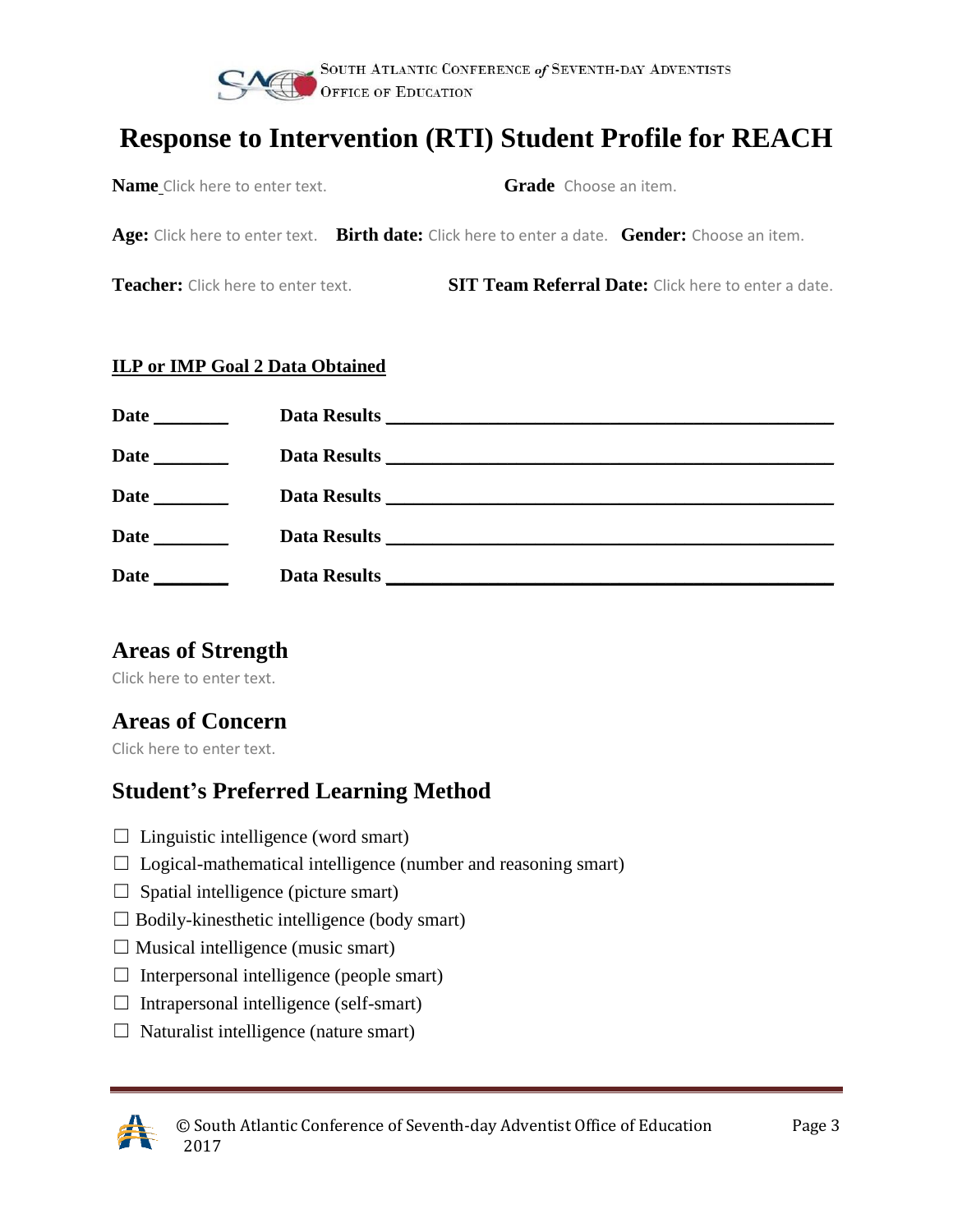# Response to Intervention (RTI) Student Profile for REACH

**Name** Click here to enter text. **Grade** Choose an item.

**Age:** Click here to enter text. **Birth date:** Click here to enter a date. **Gender:** Choose an item.

**Teacher:** Click here to enter text. **SIT Team Referral Date:** Click here to enter a date.

**ILP or IMP Goal 2 Data Obtained**

**Date** ________ **Data Results** ______________________________________________

**Date** ________ **Data Results** ______________________________________________

**Date** ________ **Data Results** ______________________________________________

**Date** ________ **Data Results** ______________________________________________

**Date** ________ **Data Results** ______________________________________________

## Areas of Strength

Click here to enter text.

## Areas of Concern

Click here to enter text.

## Student's Preferred Learning Method

☐ Linguistic intelligence (word smart)
☐ Logical-mathematical intelligence (number and reasoning smart)
☐ Spatial intelligence (picture smart)
☐ Bodily-kinesthetic intelligence (body smart)
☐ Musical intelligence (music smart)
☐ Interpersonal intelligence (people smart)
☐ Intrapersonal intelligence (self-smart)
☐ Naturalist intelligence (nature smart)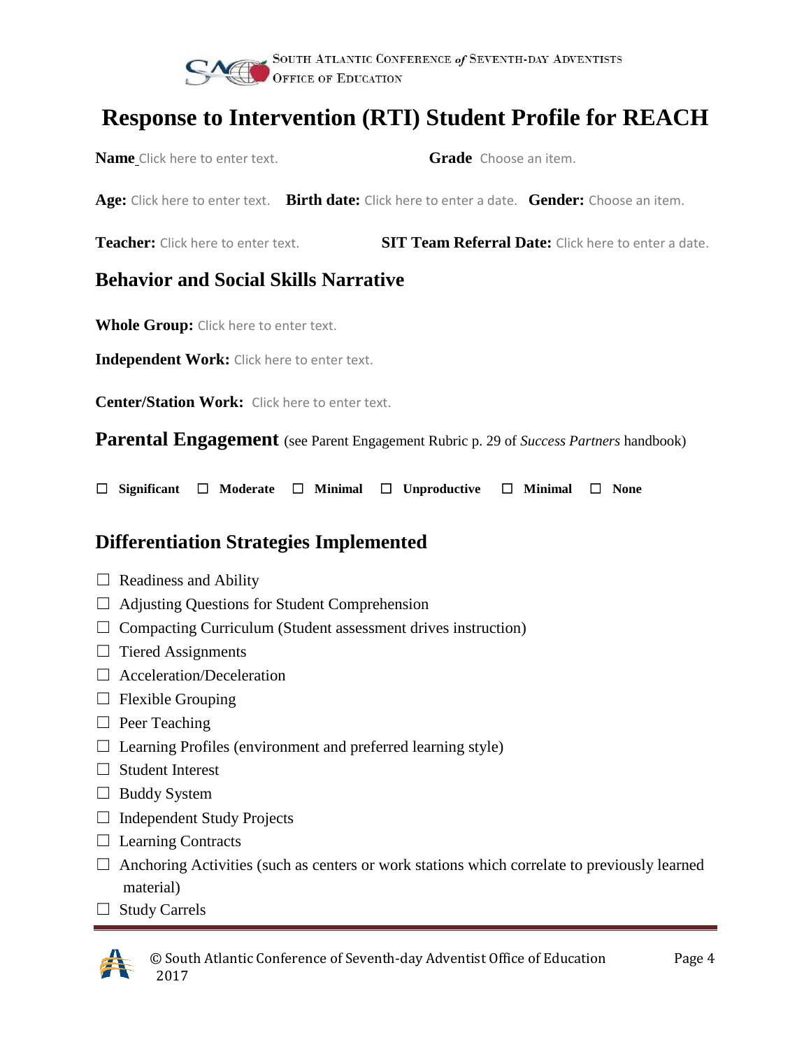SOUTH ATLANTIC CONFERENCE *of* SEVENTH-DAY ADVENTISTS
OFFICE OF EDUCATION

# Response to Intervention (RTI) Student Profile for REACH

**Name** Click here to enter text. **Grade** Choose an item.

**Age:** Click here to enter text. **Birth date:** Click here to enter a date. **Gender:** Choose an item.

**Teacher:** Click here to enter text. **SIT Team Referral Date:** Click here to enter a date.

## Behavior and Social Skills Narrative

**Whole Group:** Click here to enter text.

**Independent Work:** Click here to enter text.

**Center/Station Work:** Click here to enter text.

## Parental Engagement (see Parent Engagement Rubric p. 29 of *Success Partners* handbook)

☐ **Significant** ☐ **Moderate** ☐ **Minimal** ☐ **Unproductive** ☐ **Minimal** ☐ **None**

## Differentiation Strategies Implemented

- ☐ Readiness and Ability
- ☐ Adjusting Questions for Student Comprehension
- ☐ Compacting Curriculum (Student assessment drives instruction)
- ☐ Tiered Assignments
- ☐ Acceleration/Deceleration
- ☐ Flexible Grouping
- ☐ Peer Teaching
- ☐ Learning Profiles (environment and preferred learning style)
- ☐ Student Interest
- ☐ Buddy System
- ☐ Independent Study Projects
- ☐ Learning Contracts
- ☐ Anchoring Activities (such as centers or work stations which correlate to previously learned material)
- ☐ Study Carrels

© South Atlantic Conference of Seventh-day Adventist Office of Education 2017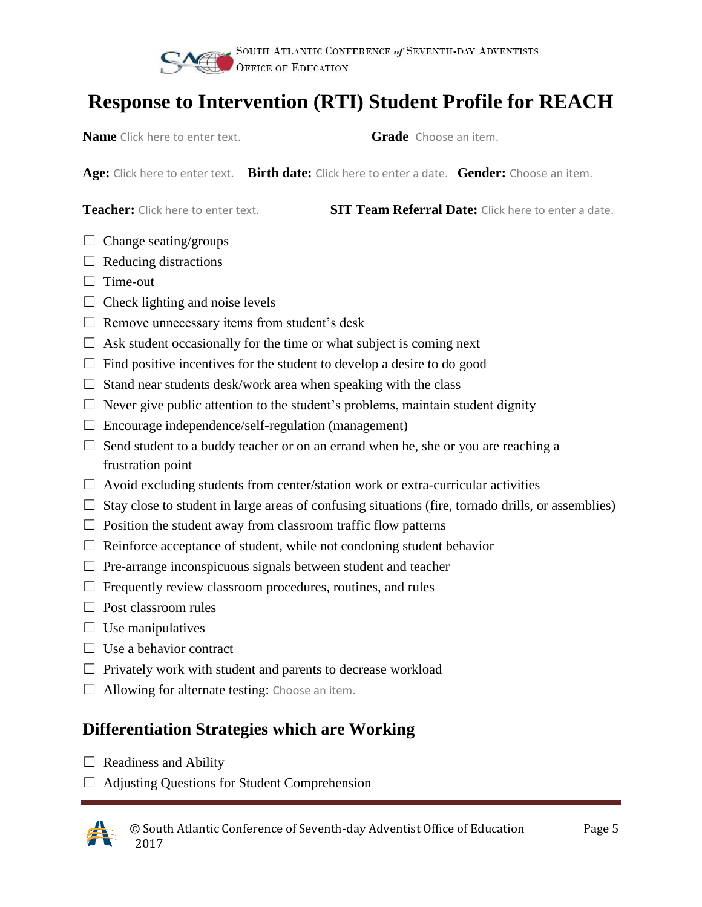# Response to Intervention (RTI) Student Profile for REACH

**Name** Click here to enter text. **Grade** Choose an item.

**Age:** Click here to enter text. **Birth date:** Click here to enter a date. **Gender:** Choose an item.

**Teacher:** Click here to enter text. **SIT Team Referral Date:** Click here to enter a date.

- ☐ Change seating/groups
- ☐ Reducing distractions
- ☐ Time-out
- ☐ Check lighting and noise levels
- ☐ Remove unnecessary items from student's desk
- ☐ Ask student occasionally for the time or what subject is coming next
- ☐ Find positive incentives for the student to develop a desire to do good
- ☐ Stand near students desk/work area when speaking with the class
- ☐ Never give public attention to the student's problems, maintain student dignity
- ☐ Encourage independence/self-regulation (management)
- ☐ Send student to a buddy teacher or on an errand when he, she or you are reaching a frustration point
- ☐ Avoid excluding students from center/station work or extra-curricular activities
- ☐ Stay close to student in large areas of confusing situations (fire, tornado drills, or assemblies)
- ☐ Position the student away from classroom traffic flow patterns
- ☐ Reinforce acceptance of student, while not condoning student behavior
- ☐ Pre-arrange inconspicuous signals between student and teacher
- ☐ Frequently review classroom procedures, routines, and rules
- ☐ Post classroom rules
- ☐ Use manipulatives
- ☐ Use a behavior contract
- ☐ Privately work with student and parents to decrease workload
- ☐ Allowing for alternate testing: Choose an item.

## Differentiation Strategies which are Working

- ☐ Readiness and Ability
- ☐ Adjusting Questions for Student Comprehension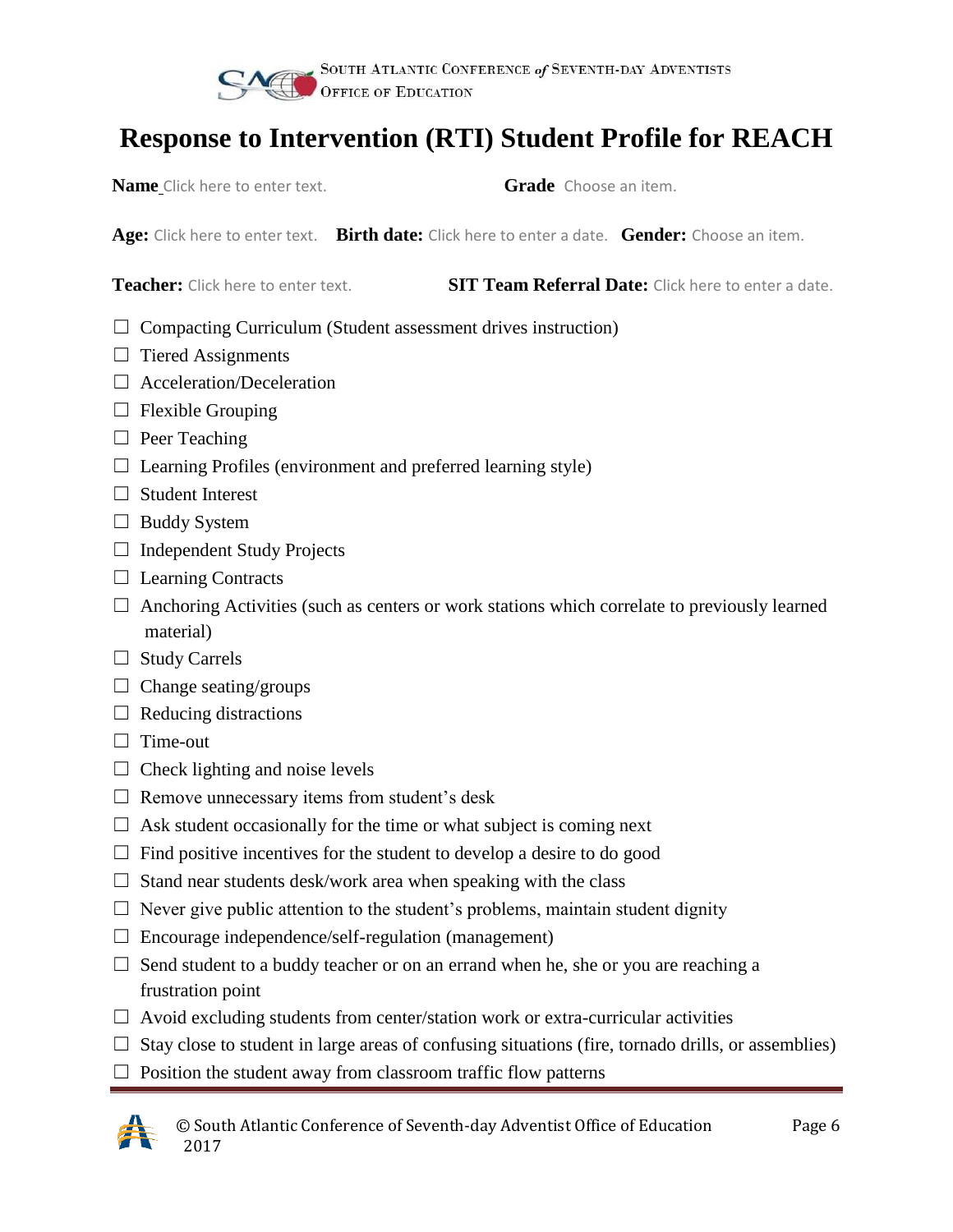# Response to Intervention (RTI) Student Profile for REACH

**Name** Click here to enter text. **Grade** Choose an item.

**Age:** Click here to enter text. **Birth date:** Click here to enter a date. **Gender:** Choose an item.

**Teacher:** Click here to enter text. **SIT Team Referral Date:** Click here to enter a date.

- ☐ Compacting Curriculum (Student assessment drives instruction)
- ☐ Tiered Assignments
- ☐ Acceleration/Deceleration
- ☐ Flexible Grouping
- ☐ Peer Teaching
- ☐ Learning Profiles (environment and preferred learning style)
- ☐ Student Interest
- ☐ Buddy System
- ☐ Independent Study Projects
- ☐ Learning Contracts
- ☐ Anchoring Activities (such as centers or work stations which correlate to previously learned material)
- ☐ Study Carrels
- ☐ Change seating/groups
- ☐ Reducing distractions
- ☐ Time-out
- ☐ Check lighting and noise levels
- ☐ Remove unnecessary items from student's desk
- ☐ Ask student occasionally for the time or what subject is coming next
- ☐ Find positive incentives for the student to develop a desire to do good
- ☐ Stand near students desk/work area when speaking with the class
- ☐ Never give public attention to the student's problems, maintain student dignity
- ☐ Encourage independence/self-regulation (management)
- ☐ Send student to a buddy teacher or on an errand when he, she or you are reaching a frustration point
- ☐ Avoid excluding students from center/station work or extra-curricular activities
- ☐ Stay close to student in large areas of confusing situations (fire, tornado drills, or assemblies)
- ☐ Position the student away from classroom traffic flow patterns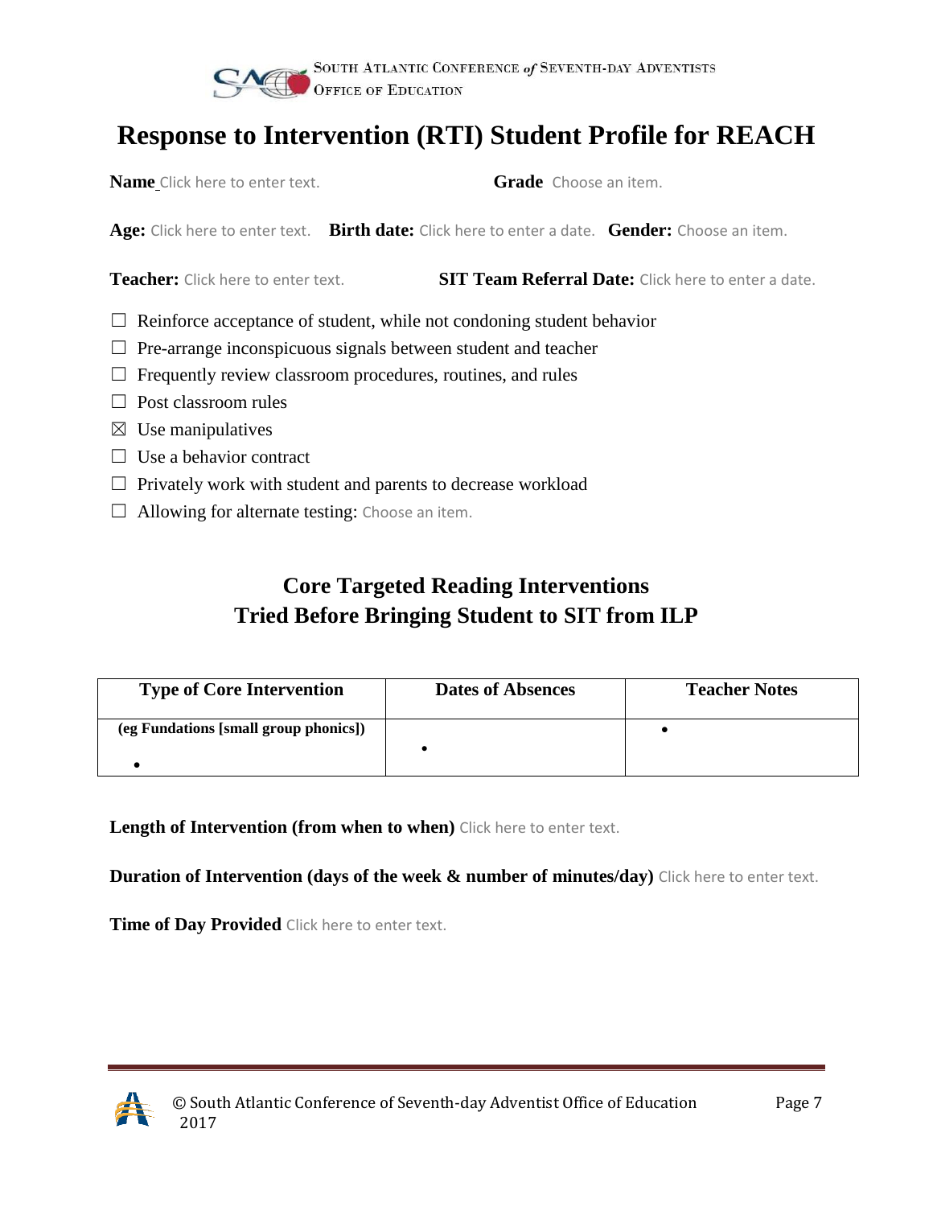# Response to Intervention (RTI) Student Profile for REACH

**Name** Click here to enter text. **Grade** Choose an item.

**Age:** Click here to enter text. **Birth date:** Click here to enter a date. **Gender:** Choose an item.

**Teacher:** Click here to enter text. **SIT Team Referral Date:** Click here to enter a date.

☐ Reinforce acceptance of student, while not condoning student behavior

☐ Pre-arrange inconspicuous signals between student and teacher

☐ Frequently review classroom procedures, routines, and rules

☐ Post classroom rules

☒ Use manipulatives

☐ Use a behavior contract

☐ Privately work with student and parents to decrease workload

☐ Allowing for alternate testing: Choose an item.

## Core Targeted Reading Interventions
## Tried Before Bringing Student to SIT from ILP

| Type of Core Intervention | Dates of Absences | Teacher Notes |
|---|---|---|
| **(eg Fundations [small group phonics])**<br>• | • | • |

**Length of Intervention (from when to when)** Click here to enter text.

**Duration of Intervention (days of the week & number of minutes/day)** Click here to enter text.

**Time of Day Provided** Click here to enter text.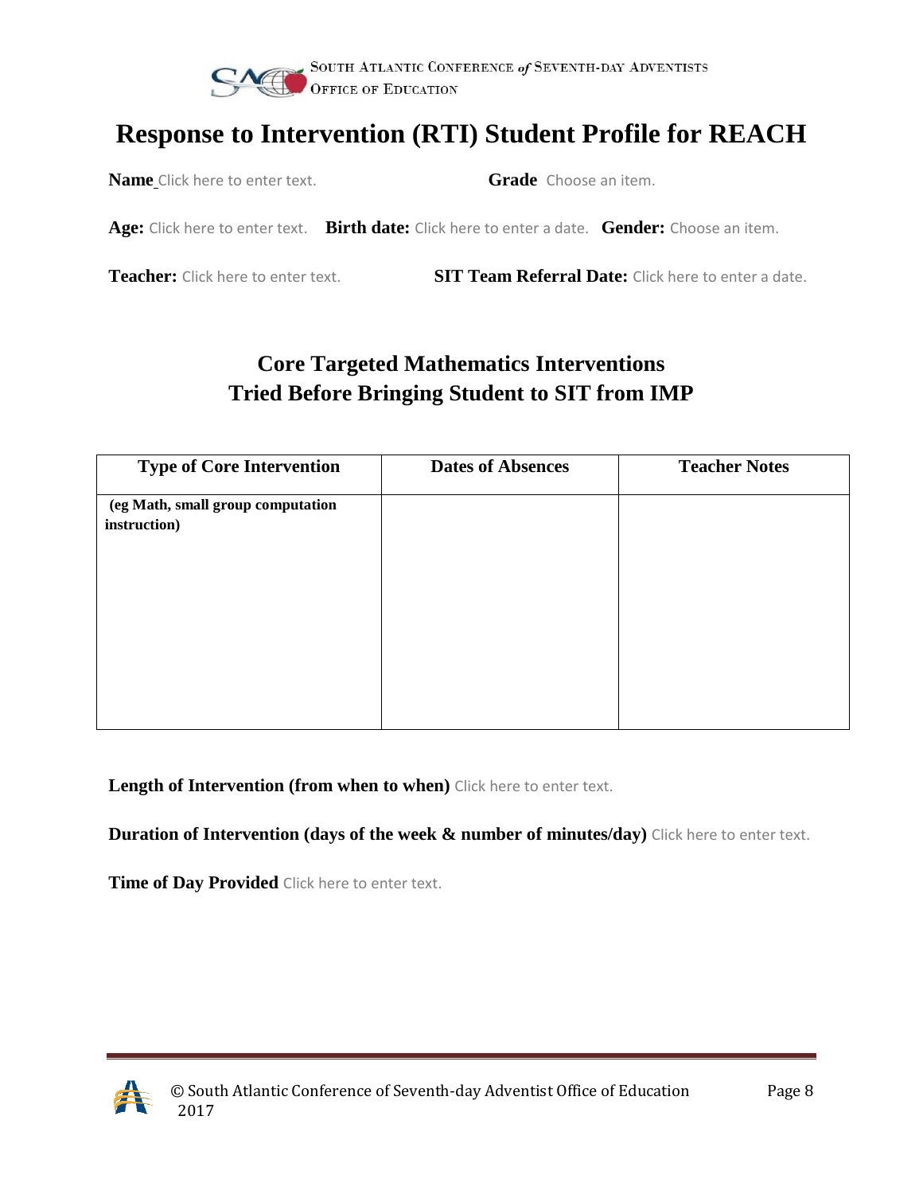SOUTH ATLANTIC CONFERENCE *of* SEVENTH-DAY ADVENTISTS
OFFICE OF EDUCATION

# Response to Intervention (RTI) Student Profile for REACH

**Name** Click here to enter text. **Grade** Choose an item.

**Age:** Click here to enter text. **Birth date:** Click here to enter a date. **Gender:** Choose an item.

**Teacher:** Click here to enter text. **SIT Team Referral Date:** Click here to enter a date.

## Core Targeted Mathematics Interventions Tried Before Bringing Student to SIT from IMP

| Type of Core Intervention | Dates of Absences | Teacher Notes |
|---|---|---|
| **(eg Math, small group computation instruction)** | | |

**Length of Intervention (from when to when)** Click here to enter text.

**Duration of Intervention (days of the week & number of minutes/day)** Click here to enter text.

**Time of Day Provided** Click here to enter text.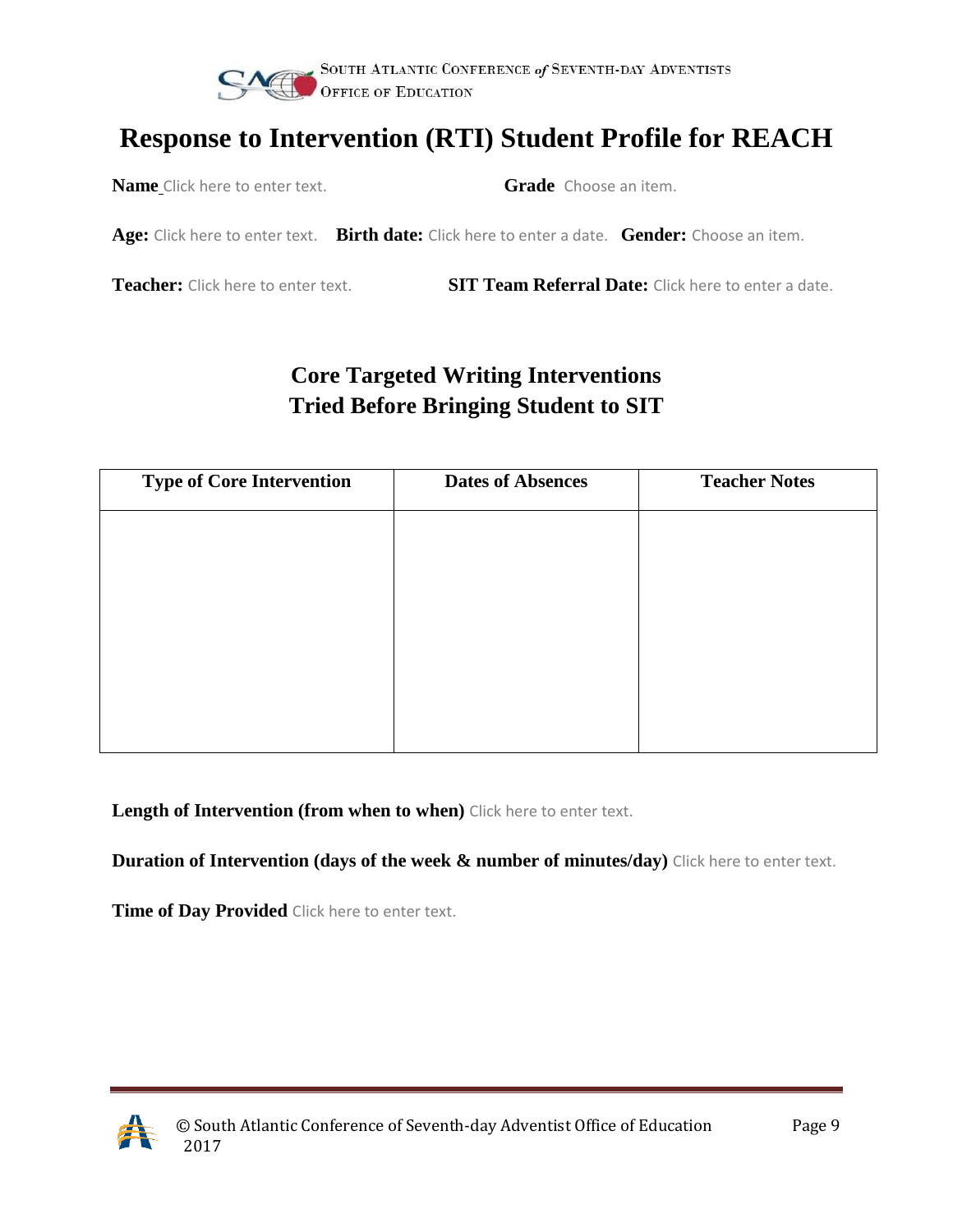# Response to Intervention (RTI) Student Profile for REACH

**Name** Click here to enter text. **Grade** Choose an item.

**Age:** Click here to enter text. **Birth date:** Click here to enter a date. **Gender:** Choose an item.

**Teacher:** Click here to enter text. **SIT Team Referral Date:** Click here to enter a date.

## Core Targeted Writing Interventions Tried Before Bringing Student to SIT

| Type of Core Intervention | Dates of Absences | Teacher Notes |
|---|---|---|
| | | |

**Length of Intervention (from when to when)** Click here to enter text.

**Duration of Intervention (days of the week & number of minutes/day)** Click here to enter text.

**Time of Day Provided** Click here to enter text.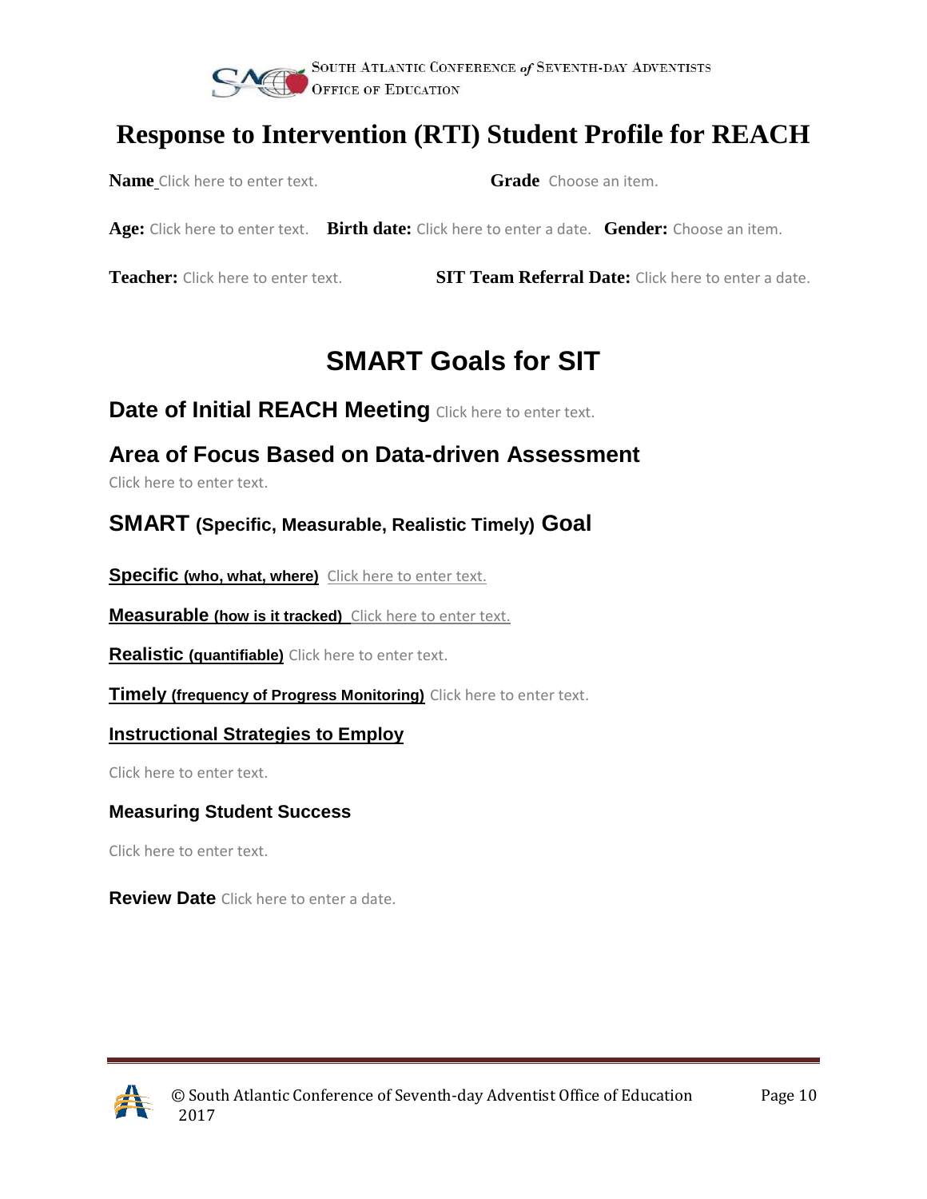SOUTH ATLANTIC CONFERENCE of SEVENTH-DAY ADVENTISTS
OFFICE OF EDUCATION

# Response to Intervention (RTI) Student Profile for REACH

**Name** Click here to enter text. **Grade** Choose an item.

**Age:** Click here to enter text. **Birth date:** Click here to enter a date. **Gender:** Choose an item.

**Teacher:** Click here to enter text. **SIT Team Referral Date:** Click here to enter a date.

# SMART Goals for SIT

## Date of Initial REACH Meeting Click here to enter text.

## Area of Focus Based on Data-driven Assessment

Click here to enter text.

## SMART (Specific, Measurable, Realistic Timely) Goal

**Specific (who, what, where)** Click here to enter text.

**Measurable (how is it tracked)** Click here to enter text.

**Realistic (quantifiable)** Click here to enter text.

**Timely (frequency of Progress Monitoring)** Click here to enter text.

**Instructional Strategies to Employ**

Click here to enter text.

### Measuring Student Success

Click here to enter text.

**Review Date** Click here to enter a date.

© South Atlantic Conference of Seventh-day Adventist Office of Education 2017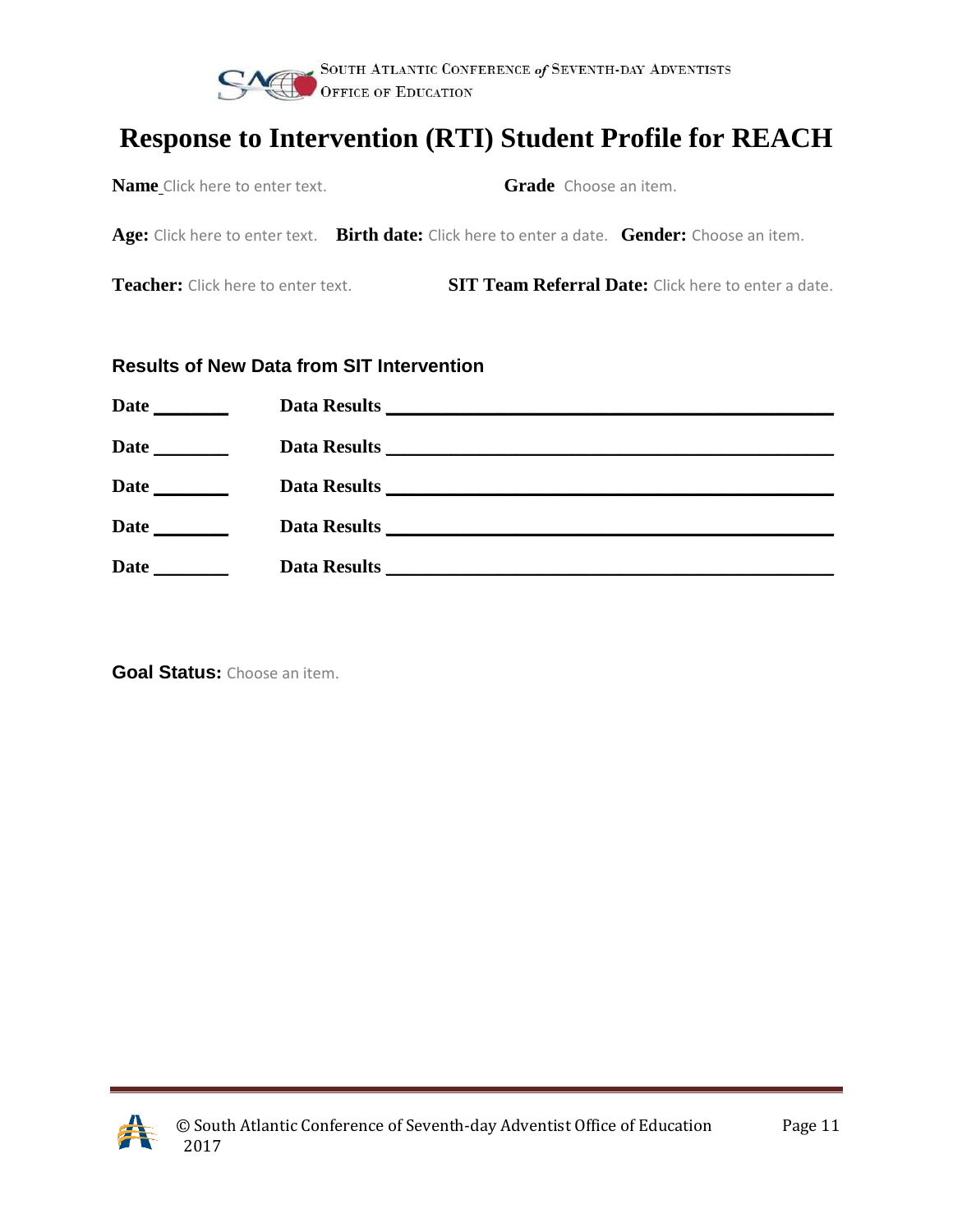SOUTH ATLANTIC CONFERENCE *of* SEVENTH-DAY ADVENTISTS
OFFICE OF EDUCATION

# Response to Intervention (RTI) Student Profile for REACH

**Name** Click here to enter text. **Grade** Choose an item.

**Age:** Click here to enter text. **Birth date:** Click here to enter a date. **Gender:** Choose an item.

**Teacher:** Click here to enter text. **SIT Team Referral Date:** Click here to enter a date.

### Results of New Data from SIT Intervention

**Date** ________ **Data Results** ______________________________________________

**Date** ________ **Data Results** ______________________________________________

**Date** ________ **Data Results** ______________________________________________

**Date** ________ **Data Results** ______________________________________________

**Date** ________ **Data Results** ______________________________________________

**Goal Status:** Choose an item.

© South Atlantic Conference of Seventh-day Adventist Office of Education 2017